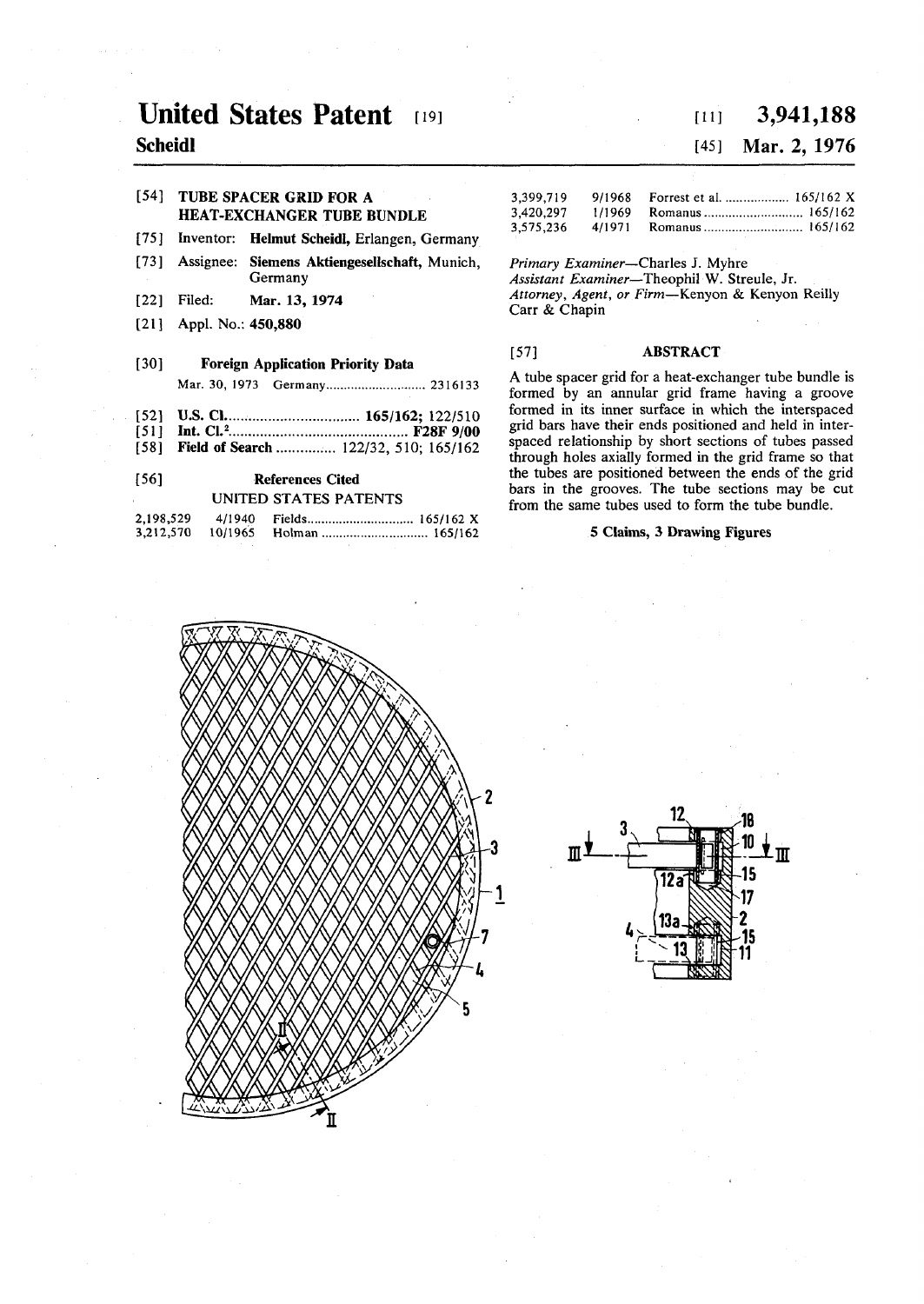# United States Patent [19]

**Scheidl**

[11] **3,941,188**

[45] **Mar. 2, 1976**

[54] **TUBE SPACER GRID FOR A HEAT-EXCHANGER TUBE BUNDLE**

[75] Inventor: **Helmut Scheidl,** Erlangen, Germany

[73] Assignee: **Siemens Aktiengesellschaft,** Munich, Germany

[22] Filed: **Mar. 13, 1974**

[21] Appl. No.: **450,880**

[30] **Foreign Application Priority Data**

Mar. 30, 1973 Germany ............................ 2316133

[52] **U.S. Cl.** .................................. **165/162;** 122/510

[51] **Int. Cl.²** ............................................ **F28F 9/00**

[58] **Field of Search** ............... 122/32, 510; 165/162

[56] **References Cited**

UNITED STATES PATENTS

| | | | |
|---|---|---|---|
| 2,198,529 | 4/1940 | Fields | 165/162 X |
| 3,212,570 | 10/1965 | Holman | 165/162 |
| 3,399,719 | 9/1968 | Forrest et al. | 165/162 X |
| 3,420,297 | 1/1969 | Romanus | 165/162 |
| 3,575,236 | 4/1971 | Romanus | 165/162 |

*Primary Examiner*—Charles J. Myhre
*Assistant Examiner*—Theophil W. Streule, Jr.
*Attorney, Agent, or Firm*—Kenyon & Kenyon Reilly Carr & Chapin

[57] **ABSTRACT**

A tube spacer grid for a heat-exchanger tube bundle is formed by an annular grid frame having a groove formed in its inner surface in which the interspaced grid bars have their ends positioned and held in interspaced relationship by short sections of tubes passed through holes axially formed in the grid frame so that the tubes are positioned between the ends of the grid bars in the grooves. The tube sections may be cut from the same tubes used to form the tube bundle.

**5 Claims, 3 Drawing Figures**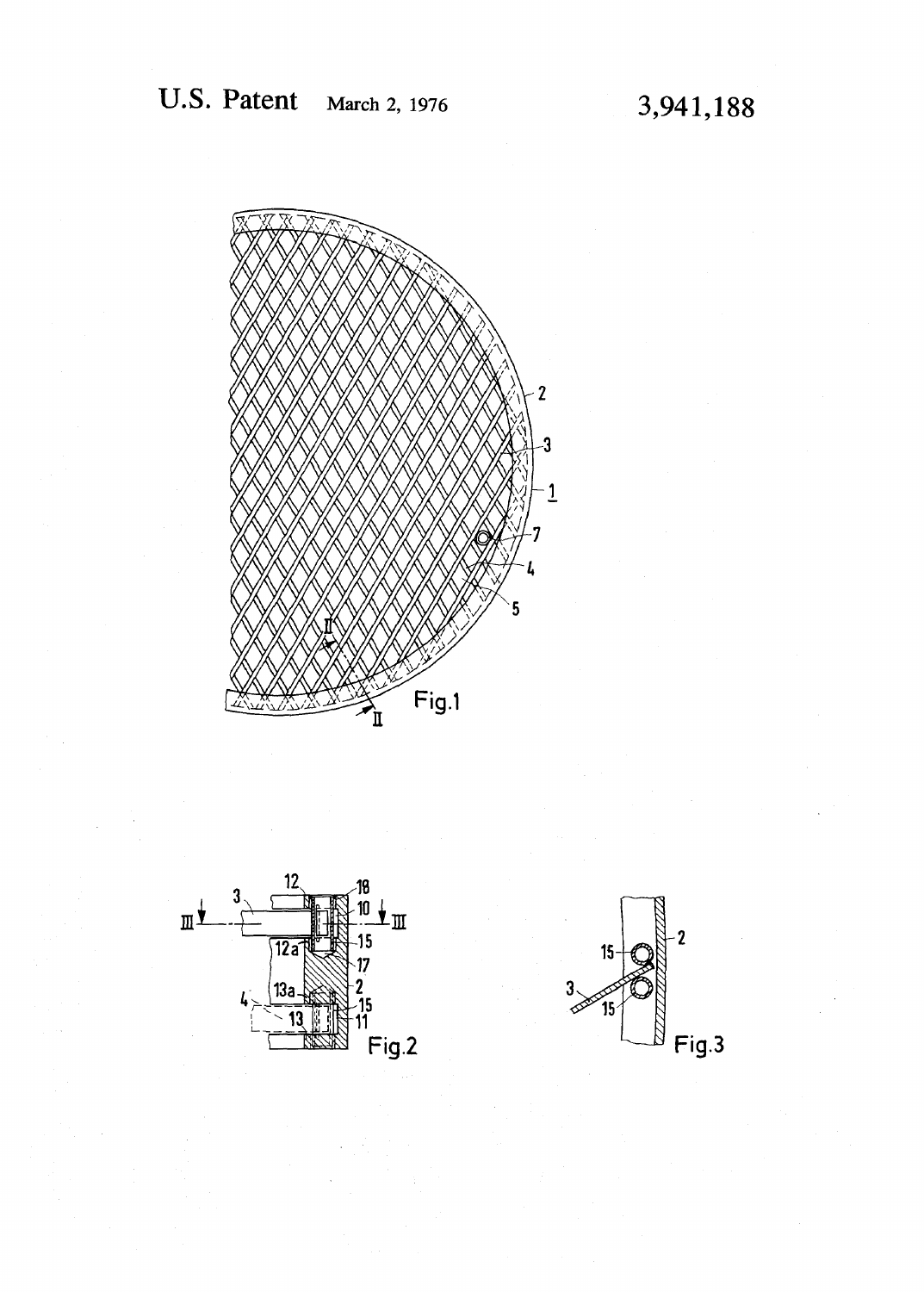Fig.1

Fig.2

Fig.3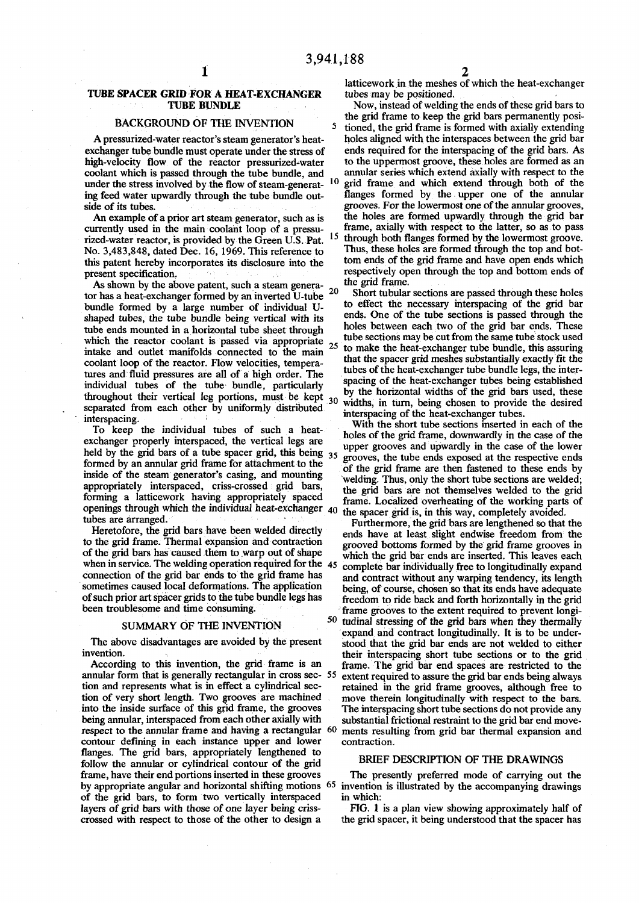# TUBE SPACER GRID FOR A HEAT-EXCHANGER TUBE BUNDLE

## BACKGROUND OF THE INVENTION

A pressurized-water reactor's steam generator's heat-exchanger tube bundle must operate under the stress of high-velocity flow of the reactor pressurized-water coolant which is passed through the tube bundle, and under the stress involved by the flow of steam-generating feed water upwardly through the tube bundle outside of its tubes.

An example of a prior art steam generator, such as is currently used in the main coolant loop of a pressurized-water reactor, is provided by the Green U.S. Pat. No. 3,483,848, dated Dec. 16, 1969. This reference to this patent hereby incorporates its disclosure into the present specification.

As shown by the above patent, such a steam generator has a heat-exchanger formed by an inverted U-tube bundle formed by a large number of individual U-shaped tubes, the tube bundle being vertical with its tube ends mounted in a horizontal tube sheet through which the reactor coolant is passed via appropriate intake and outlet manifolds connected to the main coolant loop of the reactor. Flow velocities, temperatures and fluid pressures are all of a high order. The individual tubes of the tube bundle, particularly throughout their vertical leg portions, must be kept separated from each other by uniformly distributed interspacing.

To keep the individual tubes of such a heat-exchanger properly interspaced, the vertical legs are held by the grid bars of a tube spacer grid, this being formed by an annular grid frame for attachment to the inside of the steam generator's casing, and mounting appropriately interspaced, criss-crossed grid bars, forming a latticework having appropriately spaced openings through which the individual heat-exchanger tubes are arranged.

Heretofore, the grid bars have been welded directly to the grid frame. Thermal expansion and contraction of the grid bars has caused them to warp out of shape when in service. The welding operation required for the connection of the grid bar ends to the grid frame has sometimes caused local deformations. The application of such prior art spacer grids to the tube bundle legs has been troublesome and time consuming.

## SUMMARY OF THE INVENTION

The above disadvantages are avoided by the present invention.

According to this invention, the grid frame is an annular form that is generally rectangular in cross section and represents what is in effect a cylindrical section of very short length. Two grooves are machined into the inside surface of this grid frame, the grooves being annular, interspaced from each other axially with respect to the annular frame and having a rectangular contour defining in each instance upper and lower flanges. The grid bars, appropriately lengthened to follow the annular or cylindrical contour of the grid frame, have their end portions inserted in these grooves by appropriate angular and horizontal shifting motions of the grid bars, to form two vertically interspaced layers of grid bars with those of one layer being criss-crossed with respect to those of the other to design a latticework in the meshes of which the heat-exchanger tubes may be positioned.

Now, instead of welding the ends of these grid bars to the grid frame to keep the grid bars permanently positioned, the grid frame is formed with axially extending holes aligned with the interspaces between the grid bar ends required for the interspacing of the grid bars. As to the uppermost groove, these holes are formed as an annular series which extend axially with respect to the grid frame and which extend through both of the flanges formed by the upper one of the annular grooves. For the lowermost one of the annular grooves, the holes are formed upwardly through the grid bar frame, axially with respect to the latter, so as to pass through both flanges formed by the lowermost groove. Thus, these holes are formed through the top and bottom ends of the grid frame and have open ends which respectively open through the top and bottom ends of the grid frame.

Short tubular sections are passed through these holes to effect the necessary interspacing of the grid bar ends. One of the tube sections is passed through the holes between each two of the grid bar ends. These tube sections may be cut from the same tube stock used to make the heat-exchanger tube bundle, this assuring that the spacer grid meshes substantially exactly fit the tubes of the heat-exchanger tube bundle legs, the interspacing of the heat-exchanger tubes being established by the horizontal widths of the grid bars used, these widths, in turn, being chosen to provide the desired interspacing of the heat-exchanger tubes.

With the short tube sections inserted in each of the holes of the grid frame, downwardly in the case of the upper grooves and upwardly in the case of the lower grooves, the tube ends exposed at the respective ends of the grid frame are then fastened to these ends by welding. Thus, only the short tube sections are welded; the grid bars are not themselves welded to the grid frame. Localized overheating of the working parts of the spacer grid is, in this way, completely avoided.

Furthermore, the grid bars are lengthened so that the ends have at least slight endwise freedom from the grooved bottoms formed by the grid frame grooves in which the grid bar ends are inserted. This leaves each complete bar individually free to longitudinally expand and contract without any warping tendency, its length being, of course, chosen so that its ends have adequate freedom to ride back and forth horizontally in the grid frame grooves to the extent required to prevent longitudinal stressing of the grid bars when they thermally expand and contract longitudinally. It is to be understood that the grid bar ends are not welded to either their interspacing short tube sections or to the grid frame. The grid bar end spaces are restricted to the extent required to assure the grid bar ends being always retained in the grid frame grooves, although free to move therein longitudinally with respect to the bars. The interspacing short tube sections do not provide any substantial frictional restraint to the grid bar end movements resulting from grid bar thermal expansion and contraction.

## BRIEF DESCRIPTION OF THE DRAWINGS

The presently preferred mode of carrying out the invention is illustrated by the accompanying drawings in which:

FIG. 1 is a plan view showing approximately half of the grid spacer, it being understood that the spacer has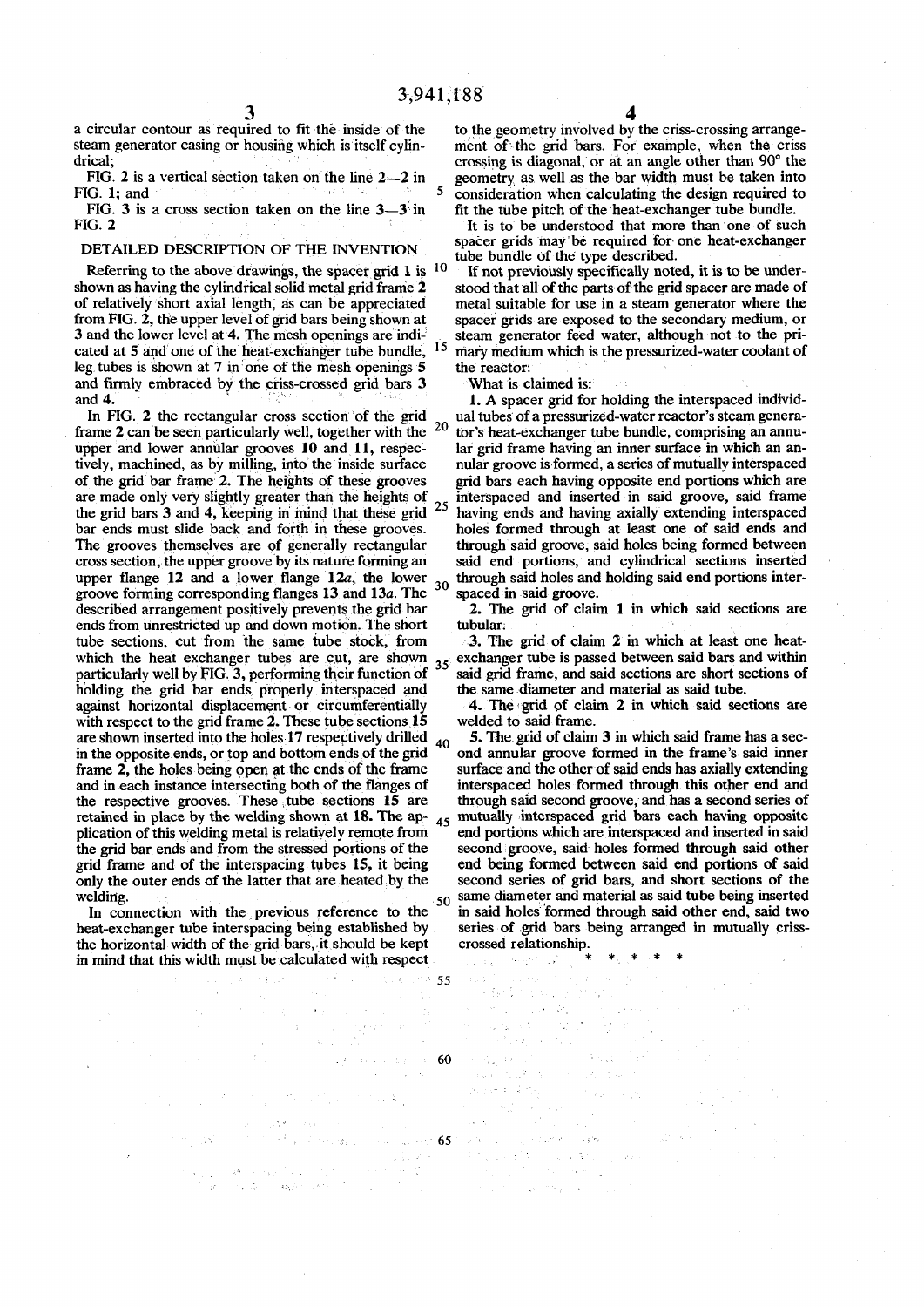a circular contour as required to fit the inside of the steam generator casing or housing which is itself cylindrical;

FIG. 2 is a vertical section taken on the line 2—2 in FIG. 1; and

FIG. 3 is a cross section taken on the line 3—3 in FIG. 2

## DETAILED DESCRIPTION OF THE INVENTION

Referring to the above drawings, the spacer grid 1 is shown as having the cylindrical solid metal grid frame 2 of relatively short axial length, as can be appreciated from FIG. 2, the upper level of grid bars being shown at 3 and the lower level at 4. The mesh openings are indicated at 5 and one of the heat-exchanger tube bundle, leg tubes is shown at 7 in one of the mesh openings 5 and firmly embraced by the criss-crossed grid bars 3 and 4.

In FIG. 2 the rectangular cross section of the grid frame 2 can be seen particularly well, together with the upper and lower annular grooves 10 and 11, respectively, machined, as by milling, into the inside surface of the grid bar frame 2. The heights of these grooves are made only very slightly greater than the heights of the grid bars 3 and 4, keeping in mind that these grid bar ends must slide back and forth in these grooves. The grooves themselves are of generally rectangular cross section, the upper groove by its nature forming an upper flange 12 and a lower flange 12a, the lower groove forming corresponding flanges 13 and 13a. The described arrangement positively prevents the grid bar ends from unrestricted up and down motion. The short tube sections, cut from the same tube stock, from which the heat exchanger tubes are cut, are shown particularly well by FIG. 3, performing their function of holding the grid bar ends properly interspaced and against horizontal displacement or circumferentially with respect to the grid frame 2. These tube sections 15 are shown inserted into the holes 17 respectively drilled in the opposite ends, or top and bottom ends of the grid frame 2, the holes being open at the ends of the frame and in each instance intersecting both of the flanges of the respective grooves. These tube sections 15 are retained in place by the welding shown at 18. The application of this welding metal is relatively remote from the grid bar ends and from the stressed portions of the grid frame and of the interspacing tubes 15, it being only the outer ends of the latter that are heated by the welding.

In connection with the previous reference to the heat-exchanger tube interspacing being established by the horizontal width of the grid bars, it should be kept in mind that this width must be calculated with respect to the geometry involved by the criss-crossing arrangement of the grid bars. For example, when the criss crossing is diagonal, or at an angle other than 90° the geometry as well as the bar width must be taken into consideration when calculating the design required to fit the tube pitch of the heat-exchanger tube bundle.

It is to be understood that more than one of such spacer grids may be required for one heat-exchanger tube bundle of the type described.

If not previously specifically noted, it is to be understood that all of the parts of the grid spacer are made of metal suitable for use in a steam generator where the spacer grids are exposed to the secondary medium, or steam generator feed water, although not to the primary medium which is the pressurized-water coolant of the reactor.

What is claimed is:

1. A spacer grid for holding the interspaced individual tubes of a pressurized-water reactor's steam generator's heat-exchanger tube bundle, comprising an annular grid frame having an inner surface in which an annular groove is formed, a series of mutually interspaced grid bars each having opposite end portions which are interspaced and inserted in said groove, said frame having ends and having axially extending interspaced holes formed through at least one of said ends and through said groove, said holes being formed between said end portions, and cylindrical sections inserted through said holes and holding said end portions interspaced in said groove.

2. The grid of claim 1 in which said sections are tubular.

3. The grid of claim 2 in which at least one heat-exchanger tube is passed between said bars and within said grid frame, and said sections are short sections of the same diameter and material as said tube.

4. The grid of claim 2 in which said sections are welded to said frame.

5. The grid of claim 3 in which said frame has a second annular groove formed in the frame's said inner surface and the other of said ends has axially extending interspaced holes formed through this other end and through said second groove, and has a second series of mutually interspaced grid bars each having opposite end portions which are interspaced and inserted in said second groove, said holes formed through said other end being formed between said end portions of said second series of grid bars, and short sections of the same diameter and material as said tube being inserted in said holes formed through said other end, said two series of grid bars being arranged in mutually criss-crossed relationship.

\* \* \* \* \*